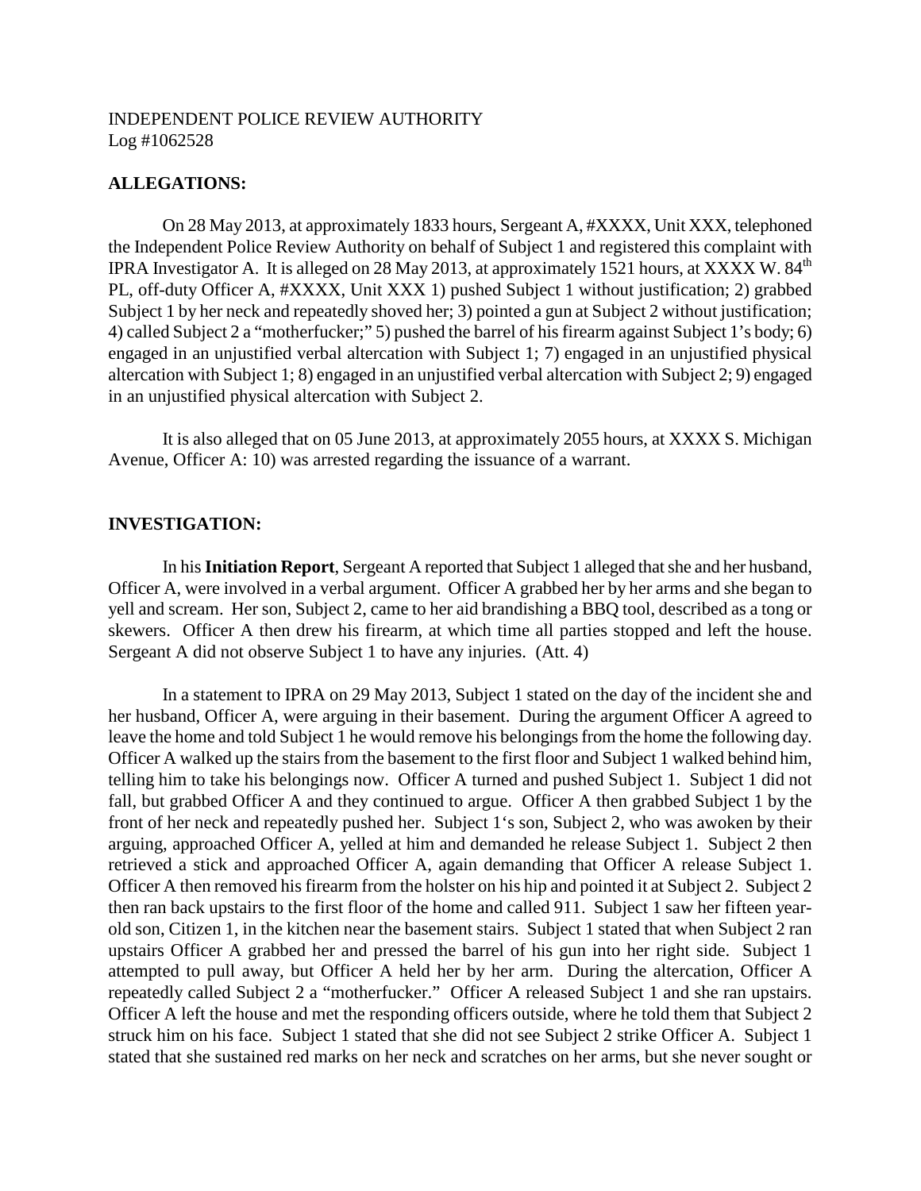INDEPENDENT POLICE REVIEW AUTHORITY
Log #1062528

**ALLEGATIONS:**

On 28 May 2013, at approximately 1833 hours, Sergeant A, #XXXX, Unit XXX, telephoned the Independent Police Review Authority on behalf of Subject 1 and registered this complaint with IPRA Investigator A. It is alleged on 28 May 2013, at approximately 1521 hours, at XXXX W. 84th PL, off-duty Officer A, #XXXX, Unit XXX 1) pushed Subject 1 without justification; 2) grabbed Subject 1 by her neck and repeatedly shoved her; 3) pointed a gun at Subject 2 without justification; 4) called Subject 2 a "motherfucker;" 5) pushed the barrel of his firearm against Subject 1's body; 6) engaged in an unjustified verbal altercation with Subject 1; 7) engaged in an unjustified physical altercation with Subject 1; 8) engaged in an unjustified verbal altercation with Subject 2; 9) engaged in an unjustified physical altercation with Subject 2.

It is also alleged that on 05 June 2013, at approximately 2055 hours, at XXXX S. Michigan Avenue, Officer A: 10) was arrested regarding the issuance of a warrant.

**INVESTIGATION:**

In his **Initiation Report**, Sergeant A reported that Subject 1 alleged that she and her husband, Officer A, were involved in a verbal argument. Officer A grabbed her by her arms and she began to yell and scream. Her son, Subject 2, came to her aid brandishing a BBQ tool, described as a tong or skewers. Officer A then drew his firearm, at which time all parties stopped and left the house. Sergeant A did not observe Subject 1 to have any injuries. (Att. 4)

In a statement to IPRA on 29 May 2013, Subject 1 stated on the day of the incident she and her husband, Officer A, were arguing in their basement. During the argument Officer A agreed to leave the home and told Subject 1 he would remove his belongings from the home the following day. Officer A walked up the stairs from the basement to the first floor and Subject 1 walked behind him, telling him to take his belongings now. Officer A turned and pushed Subject 1. Subject 1 did not fall, but grabbed Officer A and they continued to argue. Officer A then grabbed Subject 1 by the front of her neck and repeatedly pushed her. Subject 1's son, Subject 2, who was awoken by their arguing, approached Officer A, yelled at him and demanded he release Subject 1. Subject 2 then retrieved a stick and approached Officer A, again demanding that Officer A release Subject 1. Officer A then removed his firearm from the holster on his hip and pointed it at Subject 2. Subject 2 then ran back upstairs to the first floor of the home and called 911. Subject 1 saw her fifteen year-old son, Citizen 1, in the kitchen near the basement stairs. Subject 1 stated that when Subject 2 ran upstairs Officer A grabbed her and pressed the barrel of his gun into her right side. Subject 1 attempted to pull away, but Officer A held her by her arm. During the altercation, Officer A repeatedly called Subject 2 a "motherfucker." Officer A released Subject 1 and she ran upstairs. Officer A left the house and met the responding officers outside, where he told them that Subject 2 struck him on his face. Subject 1 stated that she did not see Subject 2 strike Officer A. Subject 1 stated that she sustained red marks on her neck and scratches on her arms, but she never sought or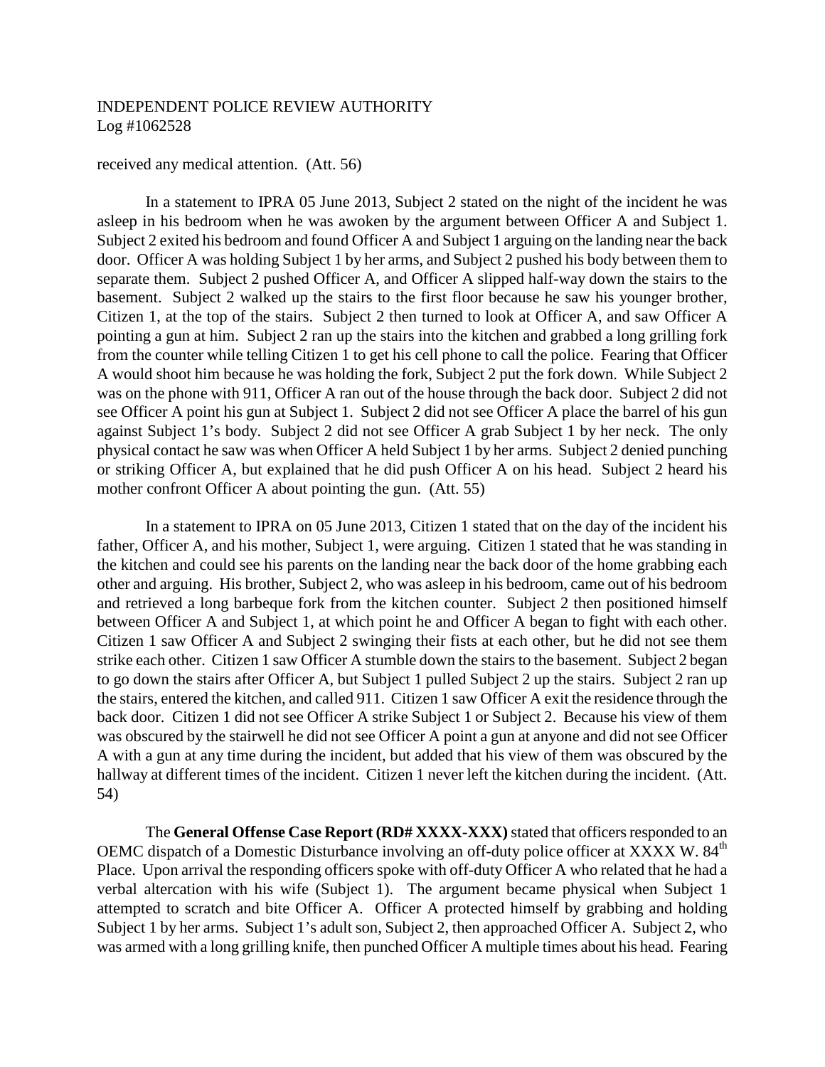received any medical attention. (Att. 56)

In a statement to IPRA 05 June 2013, Subject 2 stated on the night of the incident he was asleep in his bedroom when he was awoken by the argument between Officer A and Subject 1. Subject 2 exited his bedroom and found Officer A and Subject 1 arguing on the landing near the back door. Officer A was holding Subject 1 by her arms, and Subject 2 pushed his body between them to separate them. Subject 2 pushed Officer A, and Officer A slipped half-way down the stairs to the basement. Subject 2 walked up the stairs to the first floor because he saw his younger brother, Citizen 1, at the top of the stairs. Subject 2 then turned to look at Officer A, and saw Officer A pointing a gun at him. Subject 2 ran up the stairs into the kitchen and grabbed a long grilling fork from the counter while telling Citizen 1 to get his cell phone to call the police. Fearing that Officer A would shoot him because he was holding the fork, Subject 2 put the fork down. While Subject 2 was on the phone with 911, Officer A ran out of the house through the back door. Subject 2 did not see Officer A point his gun at Subject 1. Subject 2 did not see Officer A place the barrel of his gun against Subject 1's body. Subject 2 did not see Officer A grab Subject 1 by her neck. The only physical contact he saw was when Officer A held Subject 1 by her arms. Subject 2 denied punching or striking Officer A, but explained that he did push Officer A on his head. Subject 2 heard his mother confront Officer A about pointing the gun. (Att. 55)

In a statement to IPRA on 05 June 2013, Citizen 1 stated that on the day of the incident his father, Officer A, and his mother, Subject 1, were arguing. Citizen 1 stated that he was standing in the kitchen and could see his parents on the landing near the back door of the home grabbing each other and arguing. His brother, Subject 2, who was asleep in his bedroom, came out of his bedroom and retrieved a long barbeque fork from the kitchen counter. Subject 2 then positioned himself between Officer A and Subject 1, at which point he and Officer A began to fight with each other. Citizen 1 saw Officer A and Subject 2 swinging their fists at each other, but he did not see them strike each other. Citizen 1 saw Officer A stumble down the stairs to the basement. Subject 2 began to go down the stairs after Officer A, but Subject 1 pulled Subject 2 up the stairs. Subject 2 ran up the stairs, entered the kitchen, and called 911. Citizen 1 saw Officer A exit the residence through the back door. Citizen 1 did not see Officer A strike Subject 1 or Subject 2. Because his view of them was obscured by the stairwell he did not see Officer A point a gun at anyone and did not see Officer A with a gun at any time during the incident, but added that his view of them was obscured by the hallway at different times of the incident. Citizen 1 never left the kitchen during the incident. (Att. 54)

The **General Offense Case Report (RD# XXXX-XXX)** stated that officers responded to an OEMC dispatch of a Domestic Disturbance involving an off-duty police officer at XXXX W. 84th Place. Upon arrival the responding officers spoke with off-duty Officer A who related that he had a verbal altercation with his wife (Subject 1). The argument became physical when Subject 1 attempted to scratch and bite Officer A. Officer A protected himself by grabbing and holding Subject 1 by her arms. Subject 1's adult son, Subject 2, then approached Officer A. Subject 2, who was armed with a long grilling knife, then punched Officer A multiple times about his head. Fearing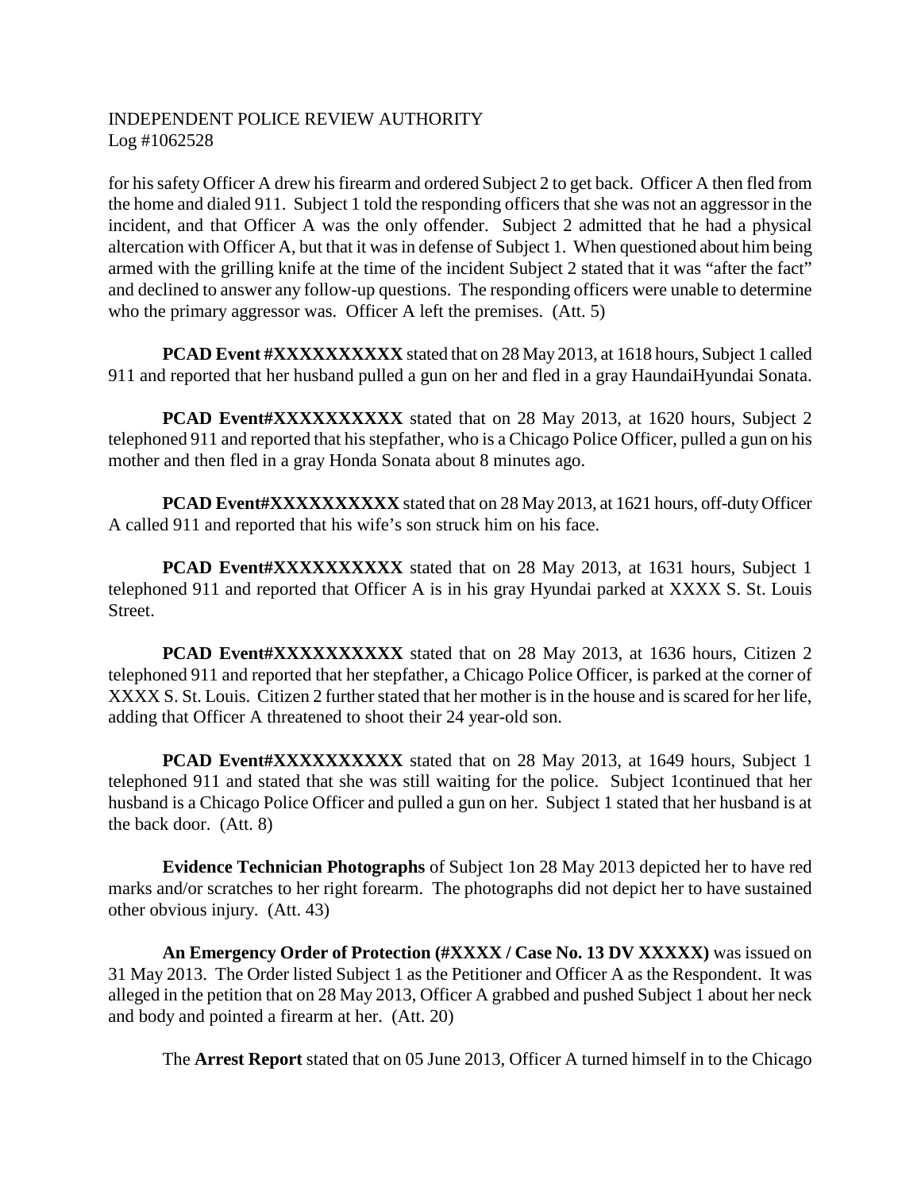INDEPENDENT POLICE REVIEW AUTHORITY
Log #1062528

for his safety Officer A drew his firearm and ordered Subject 2 to get back. Officer A then fled from the home and dialed 911. Subject 1 told the responding officers that she was not an aggressor in the incident, and that Officer A was the only offender. Subject 2 admitted that he had a physical altercation with Officer A, but that it was in defense of Subject 1. When questioned about him being armed with the grilling knife at the time of the incident Subject 2 stated that it was "after the fact" and declined to answer any follow-up questions. The responding officers were unable to determine who the primary aggressor was. Officer A left the premises. (Att. 5)

**PCAD Event #XXXXXXXXXX** stated that on 28 May 2013, at 1618 hours, Subject 1 called 911 and reported that her husband pulled a gun on her and fled in a gray HaundaiHyundai Sonata.

**PCAD Event#XXXXXXXXXX** stated that on 28 May 2013, at 1620 hours, Subject 2 telephoned 911 and reported that his stepfather, who is a Chicago Police Officer, pulled a gun on his mother and then fled in a gray Honda Sonata about 8 minutes ago.

**PCAD Event#XXXXXXXXXX** stated that on 28 May 2013, at 1621 hours, off-duty Officer A called 911 and reported that his wife's son struck him on his face.

**PCAD Event#XXXXXXXXXX** stated that on 28 May 2013, at 1631 hours, Subject 1 telephoned 911 and reported that Officer A is in his gray Hyundai parked at XXXX S. St. Louis Street.

**PCAD Event#XXXXXXXXXX** stated that on 28 May 2013, at 1636 hours, Citizen 2 telephoned 911 and reported that her stepfather, a Chicago Police Officer, is parked at the corner of XXXX S. St. Louis. Citizen 2 further stated that her mother is in the house and is scared for her life, adding that Officer A threatened to shoot their 24 year-old son.

**PCAD Event#XXXXXXXXXX** stated that on 28 May 2013, at 1649 hours, Subject 1 telephoned 911 and stated that she was still waiting for the police. Subject 1continued that her husband is a Chicago Police Officer and pulled a gun on her. Subject 1 stated that her husband is at the back door. (Att. 8)

**Evidence Technician Photographs** of Subject 1on 28 May 2013 depicted her to have red marks and/or scratches to her right forearm. The photographs did not depict her to have sustained other obvious injury. (Att. 43)

**An Emergency Order of Protection (#XXXX / Case No. 13 DV XXXXX)** was issued on 31 May 2013. The Order listed Subject 1 as the Petitioner and Officer A as the Respondent. It was alleged in the petition that on 28 May 2013, Officer A grabbed and pushed Subject 1 about her neck and body and pointed a firearm at her. (Att. 20)

The **Arrest Report** stated that on 05 June 2013, Officer A turned himself in to the Chicago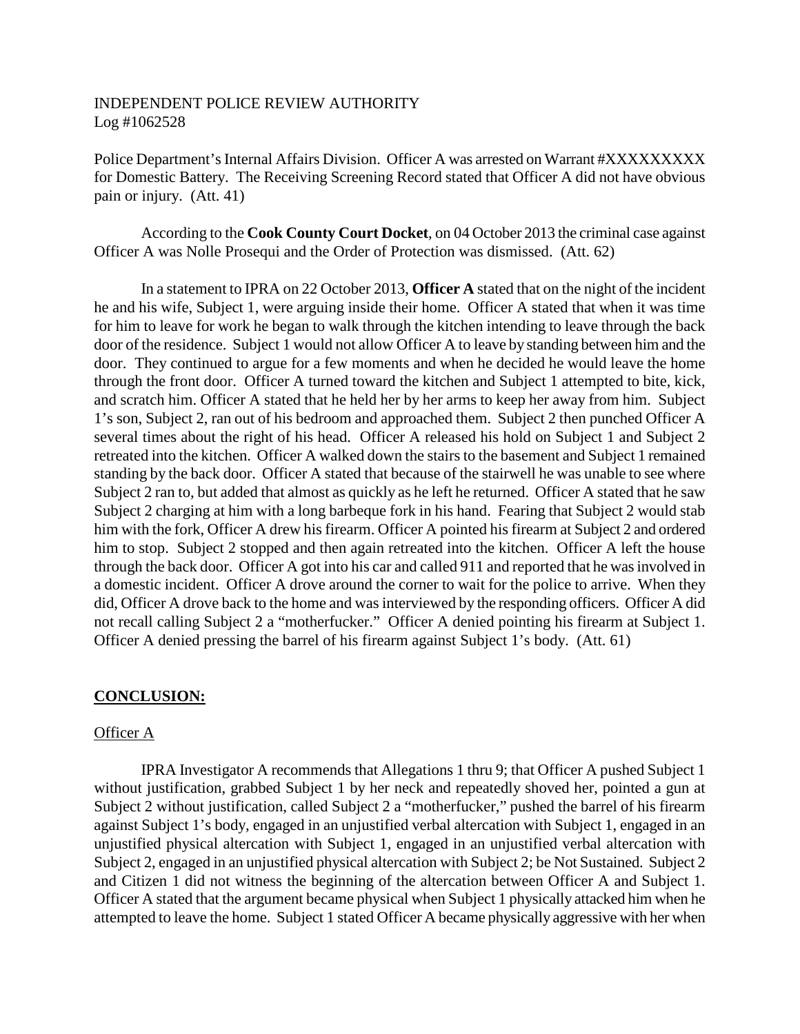Police Department's Internal Affairs Division. Officer A was arrested on Warrant #XXXXXXXXX for Domestic Battery. The Receiving Screening Record stated that Officer A did not have obvious pain or injury. (Att. 41)

According to the **Cook County Court Docket**, on 04 October 2013 the criminal case against Officer A was Nolle Prosequi and the Order of Protection was dismissed. (Att. 62)

In a statement to IPRA on 22 October 2013, **Officer A** stated that on the night of the incident he and his wife, Subject 1, were arguing inside their home. Officer A stated that when it was time for him to leave for work he began to walk through the kitchen intending to leave through the back door of the residence. Subject 1 would not allow Officer A to leave by standing between him and the door. They continued to argue for a few moments and when he decided he would leave the home through the front door. Officer A turned toward the kitchen and Subject 1 attempted to bite, kick, and scratch him. Officer A stated that he held her by her arms to keep her away from him. Subject 1's son, Subject 2, ran out of his bedroom and approached them. Subject 2 then punched Officer A several times about the right of his head. Officer A released his hold on Subject 1 and Subject 2 retreated into the kitchen. Officer A walked down the stairs to the basement and Subject 1 remained standing by the back door. Officer A stated that because of the stairwell he was unable to see where Subject 2 ran to, but added that almost as quickly as he left he returned. Officer A stated that he saw Subject 2 charging at him with a long barbeque fork in his hand. Fearing that Subject 2 would stab him with the fork, Officer A drew his firearm. Officer A pointed his firearm at Subject 2 and ordered him to stop. Subject 2 stopped and then again retreated into the kitchen. Officer A left the house through the back door. Officer A got into his car and called 911 and reported that he was involved in a domestic incident. Officer A drove around the corner to wait for the police to arrive. When they did, Officer A drove back to the home and was interviewed by the responding officers. Officer A did not recall calling Subject 2 a "motherfucker." Officer A denied pointing his firearm at Subject 1. Officer A denied pressing the barrel of his firearm against Subject 1's body. (Att. 61)

## CONCLUSION:

Officer A

IPRA Investigator A recommends that Allegations 1 thru 9; that Officer A pushed Subject 1 without justification, grabbed Subject 1 by her neck and repeatedly shoved her, pointed a gun at Subject 2 without justification, called Subject 2 a "motherfucker," pushed the barrel of his firearm against Subject 1's body, engaged in an unjustified verbal altercation with Subject 1, engaged in an unjustified physical altercation with Subject 1, engaged in an unjustified verbal altercation with Subject 2, engaged in an unjustified physical altercation with Subject 2; be Not Sustained. Subject 2 and Citizen 1 did not witness the beginning of the altercation between Officer A and Subject 1. Officer A stated that the argument became physical when Subject 1 physically attacked him when he attempted to leave the home. Subject 1 stated Officer A became physically aggressive with her when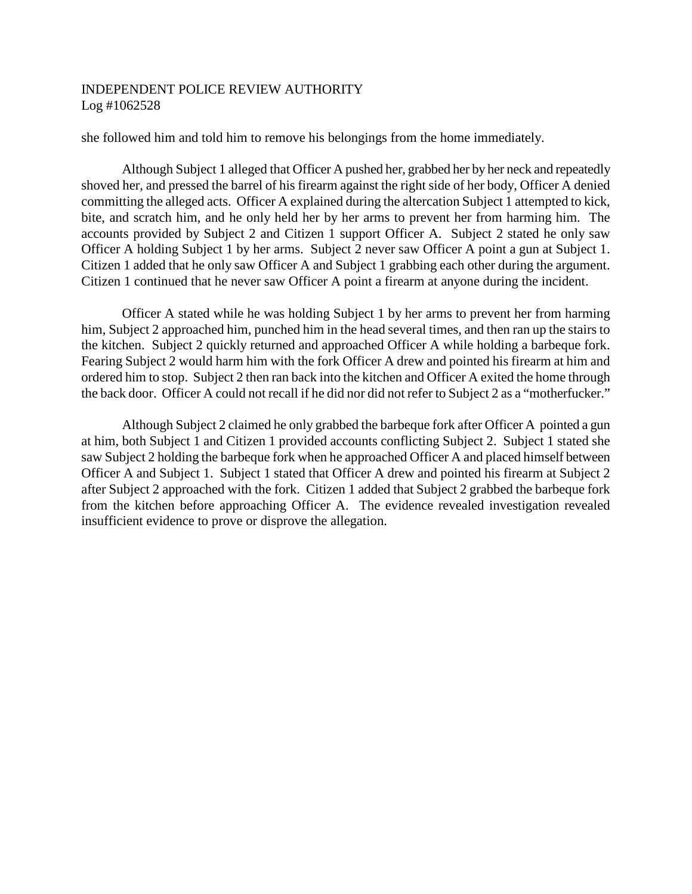she followed him and told him to remove his belongings from the home immediately.

Although Subject 1 alleged that Officer A pushed her, grabbed her by her neck and repeatedly shoved her, and pressed the barrel of his firearm against the right side of her body, Officer A denied committing the alleged acts. Officer A explained during the altercation Subject 1 attempted to kick, bite, and scratch him, and he only held her by her arms to prevent her from harming him. The accounts provided by Subject 2 and Citizen 1 support Officer A. Subject 2 stated he only saw Officer A holding Subject 1 by her arms. Subject 2 never saw Officer A point a gun at Subject 1. Citizen 1 added that he only saw Officer A and Subject 1 grabbing each other during the argument. Citizen 1 continued that he never saw Officer A point a firearm at anyone during the incident.

Officer A stated while he was holding Subject 1 by her arms to prevent her from harming him, Subject 2 approached him, punched him in the head several times, and then ran up the stairs to the kitchen. Subject 2 quickly returned and approached Officer A while holding a barbeque fork. Fearing Subject 2 would harm him with the fork Officer A drew and pointed his firearm at him and ordered him to stop. Subject 2 then ran back into the kitchen and Officer A exited the home through the back door. Officer A could not recall if he did nor did not refer to Subject 2 as a "motherfucker."

Although Subject 2 claimed he only grabbed the barbeque fork after Officer A pointed a gun at him, both Subject 1 and Citizen 1 provided accounts conflicting Subject 2. Subject 1 stated she saw Subject 2 holding the barbeque fork when he approached Officer A and placed himself between Officer A and Subject 1. Subject 1 stated that Officer A drew and pointed his firearm at Subject 2 after Subject 2 approached with the fork. Citizen 1 added that Subject 2 grabbed the barbeque fork from the kitchen before approaching Officer A. The evidence revealed investigation revealed insufficient evidence to prove or disprove the allegation.